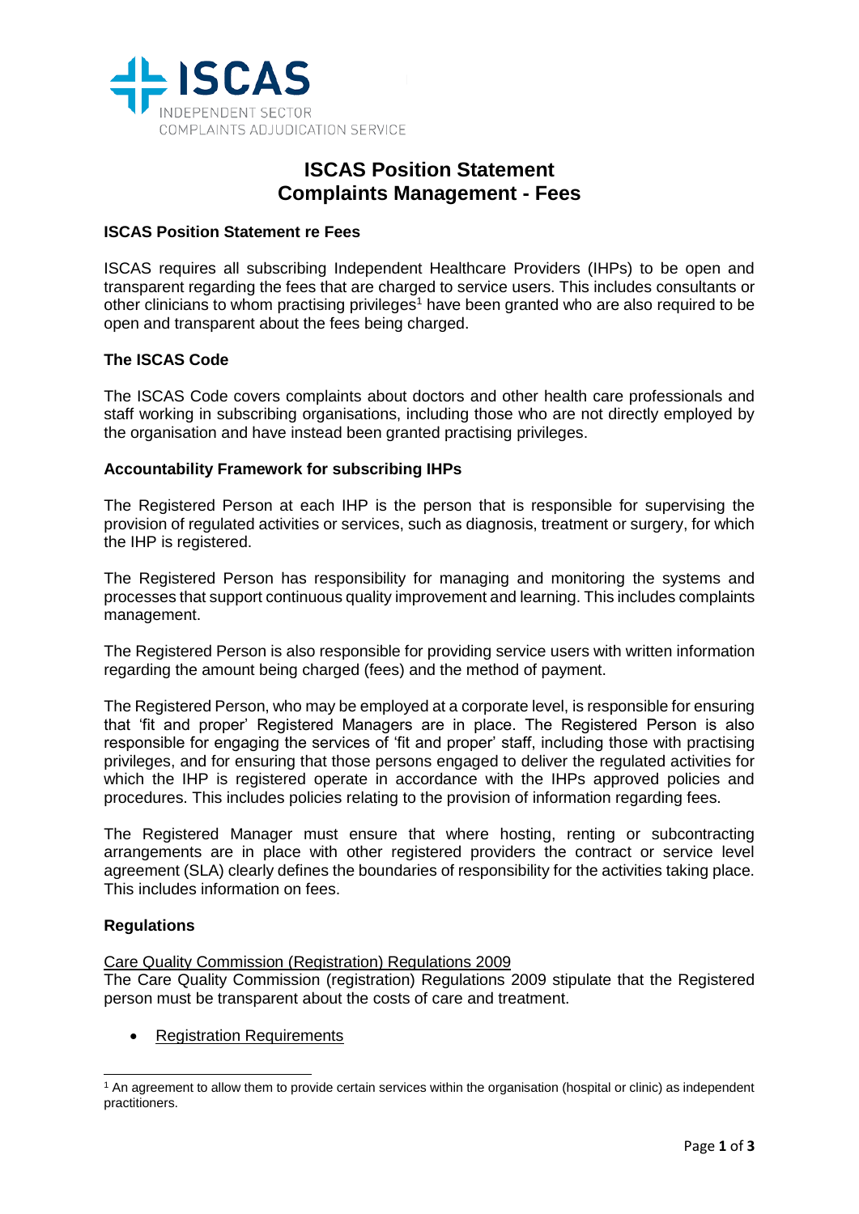ISCAS
INDEPENDENT SECTOR
COMPLAINTS ADJUDICATION SERVICE

# ISCAS Position Statement Complaints Management - Fees

### ISCAS Position Statement re Fees

ISCAS requires all subscribing Independent Healthcare Providers (IHPs) to be open and transparent regarding the fees that are charged to service users. This includes consultants or other clinicians to whom practising privileges[1] have been granted who are also required to be open and transparent about the fees being charged.

### The ISCAS Code

The ISCAS Code covers complaints about doctors and other health care professionals and staff working in subscribing organisations, including those who are not directly employed by the organisation and have instead been granted practising privileges.

### Accountability Framework for subscribing IHPs

The Registered Person at each IHP is the person that is responsible for supervising the provision of regulated activities or services, such as diagnosis, treatment or surgery, for which the IHP is registered.

The Registered Person has responsibility for managing and monitoring the systems and processes that support continuous quality improvement and learning. This includes complaints management.

The Registered Person is also responsible for providing service users with written information regarding the amount being charged (fees) and the method of payment.

The Registered Person, who may be employed at a corporate level, is responsible for ensuring that 'fit and proper' Registered Managers are in place. The Registered Person is also responsible for engaging the services of 'fit and proper' staff, including those with practising privileges, and for ensuring that those persons engaged to deliver the regulated activities for which the IHP is registered operate in accordance with the IHPs approved policies and procedures. This includes policies relating to the provision of information regarding fees.

The Registered Manager must ensure that where hosting, renting or subcontracting arrangements are in place with other registered providers the contract or service level agreement (SLA) clearly defines the boundaries of responsibility for the activities taking place. This includes information on fees.

### Regulations

Care Quality Commission (Registration) Regulations 2009

The Care Quality Commission (registration) Regulations 2009 stipulate that the Registered person must be transparent about the costs of care and treatment.

- Registration Requirements

[1] An agreement to allow them to provide certain services within the organisation (hospital or clinic) as independent practitioners.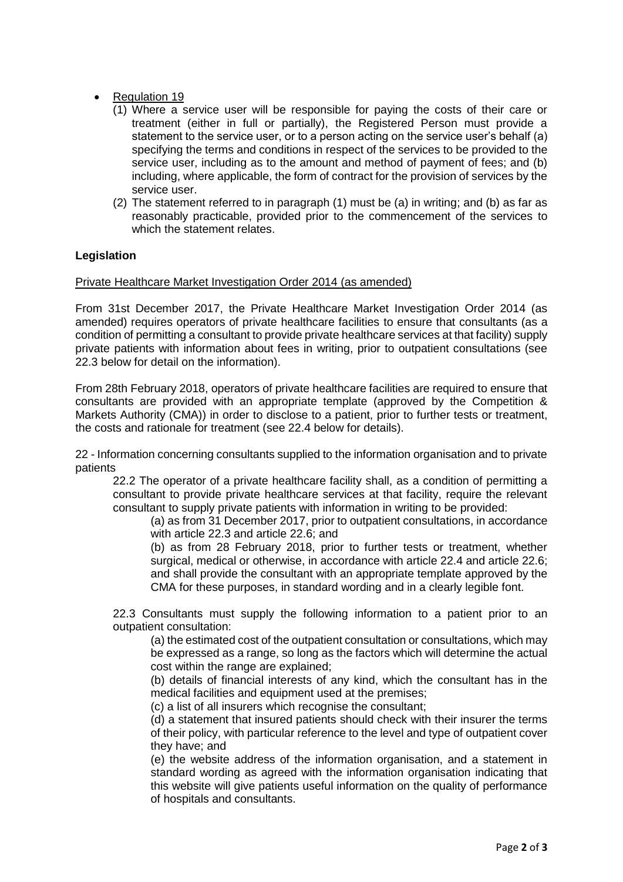- Regulation 19
  - (1) Where a service user will be responsible for paying the costs of their care or treatment (either in full or partially), the Registered Person must provide a statement to the service user, or to a person acting on the service user's behalf (a) specifying the terms and conditions in respect of the services to be provided to the service user, including as to the amount and method of payment of fees; and (b) including, where applicable, the form of contract for the provision of services by the service user.
  - (2) The statement referred to in paragraph (1) must be (a) in writing; and (b) as far as reasonably practicable, provided prior to the commencement of the services to which the statement relates.

**Legislation**

Private Healthcare Market Investigation Order 2014 (as amended)

From 31st December 2017, the Private Healthcare Market Investigation Order 2014 (as amended) requires operators of private healthcare facilities to ensure that consultants (as a condition of permitting a consultant to provide private healthcare services at that facility) supply private patients with information about fees in writing, prior to outpatient consultations (see 22.3 below for detail on the information).

From 28th February 2018, operators of private healthcare facilities are required to ensure that consultants are provided with an appropriate template (approved by the Competition & Markets Authority (CMA)) in order to disclose to a patient, prior to further tests or treatment, the costs and rationale for treatment (see 22.4 below for details).

22 - Information concerning consultants supplied to the information organisation and to private patients

22.2 The operator of a private healthcare facility shall, as a condition of permitting a consultant to provide private healthcare services at that facility, require the relevant consultant to supply private patients with information in writing to be provided:

(a) as from 31 December 2017, prior to outpatient consultations, in accordance with article 22.3 and article 22.6; and

(b) as from 28 February 2018, prior to further tests or treatment, whether surgical, medical or otherwise, in accordance with article 22.4 and article 22.6; and shall provide the consultant with an appropriate template approved by the CMA for these purposes, in standard wording and in a clearly legible font.

22.3 Consultants must supply the following information to a patient prior to an outpatient consultation:

(a) the estimated cost of the outpatient consultation or consultations, which may be expressed as a range, so long as the factors which will determine the actual cost within the range are explained;

(b) details of financial interests of any kind, which the consultant has in the medical facilities and equipment used at the premises;

(c) a list of all insurers which recognise the consultant;

(d) a statement that insured patients should check with their insurer the terms of their policy, with particular reference to the level and type of outpatient cover they have; and

(e) the website address of the information organisation, and a statement in standard wording as agreed with the information organisation indicating that this website will give patients useful information on the quality of performance of hospitals and consultants.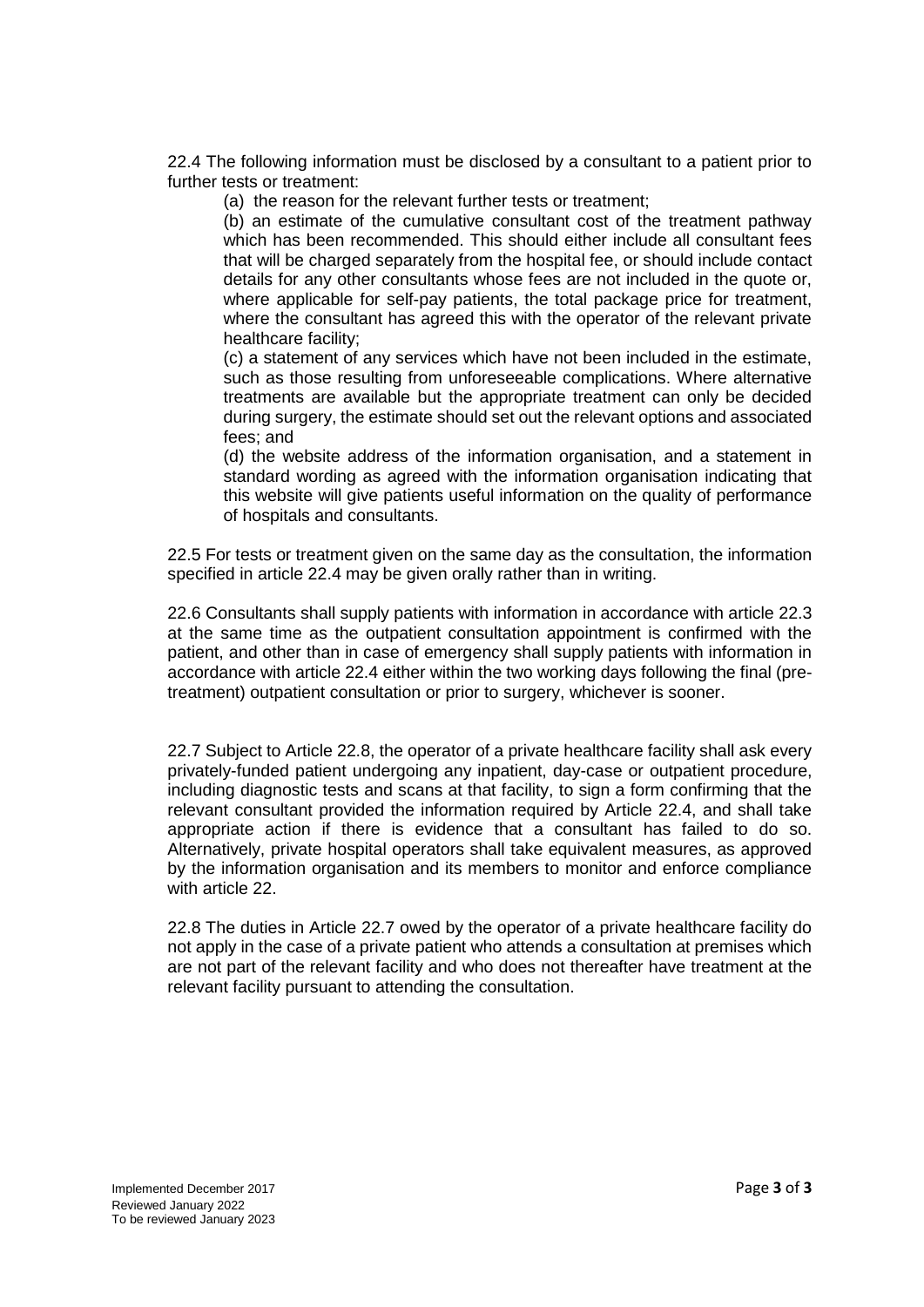22.4 The following information must be disclosed by a consultant to a patient prior to further tests or treatment:

(a) the reason for the relevant further tests or treatment;

(b) an estimate of the cumulative consultant cost of the treatment pathway which has been recommended. This should either include all consultant fees that will be charged separately from the hospital fee, or should include contact details for any other consultants whose fees are not included in the quote or, where applicable for self-pay patients, the total package price for treatment, where the consultant has agreed this with the operator of the relevant private healthcare facility;

(c) a statement of any services which have not been included in the estimate, such as those resulting from unforeseeable complications. Where alternative treatments are available but the appropriate treatment can only be decided during surgery, the estimate should set out the relevant options and associated fees; and

(d) the website address of the information organisation, and a statement in standard wording as agreed with the information organisation indicating that this website will give patients useful information on the quality of performance of hospitals and consultants.

22.5 For tests or treatment given on the same day as the consultation, the information specified in article 22.4 may be given orally rather than in writing.

22.6 Consultants shall supply patients with information in accordance with article 22.3 at the same time as the outpatient consultation appointment is confirmed with the patient, and other than in case of emergency shall supply patients with information in accordance with article 22.4 either within the two working days following the final (pre-treatment) outpatient consultation or prior to surgery, whichever is sooner.

22.7 Subject to Article 22.8, the operator of a private healthcare facility shall ask every privately-funded patient undergoing any inpatient, day-case or outpatient procedure, including diagnostic tests and scans at that facility, to sign a form confirming that the relevant consultant provided the information required by Article 22.4, and shall take appropriate action if there is evidence that a consultant has failed to do so. Alternatively, private hospital operators shall take equivalent measures, as approved by the information organisation and its members to monitor and enforce compliance with article 22.

22.8 The duties in Article 22.7 owed by the operator of a private healthcare facility do not apply in the case of a private patient who attends a consultation at premises which are not part of the relevant facility and who does not thereafter have treatment at the relevant facility pursuant to attending the consultation.

Implemented December 2017
Reviewed January 2022
To be reviewed January 2023